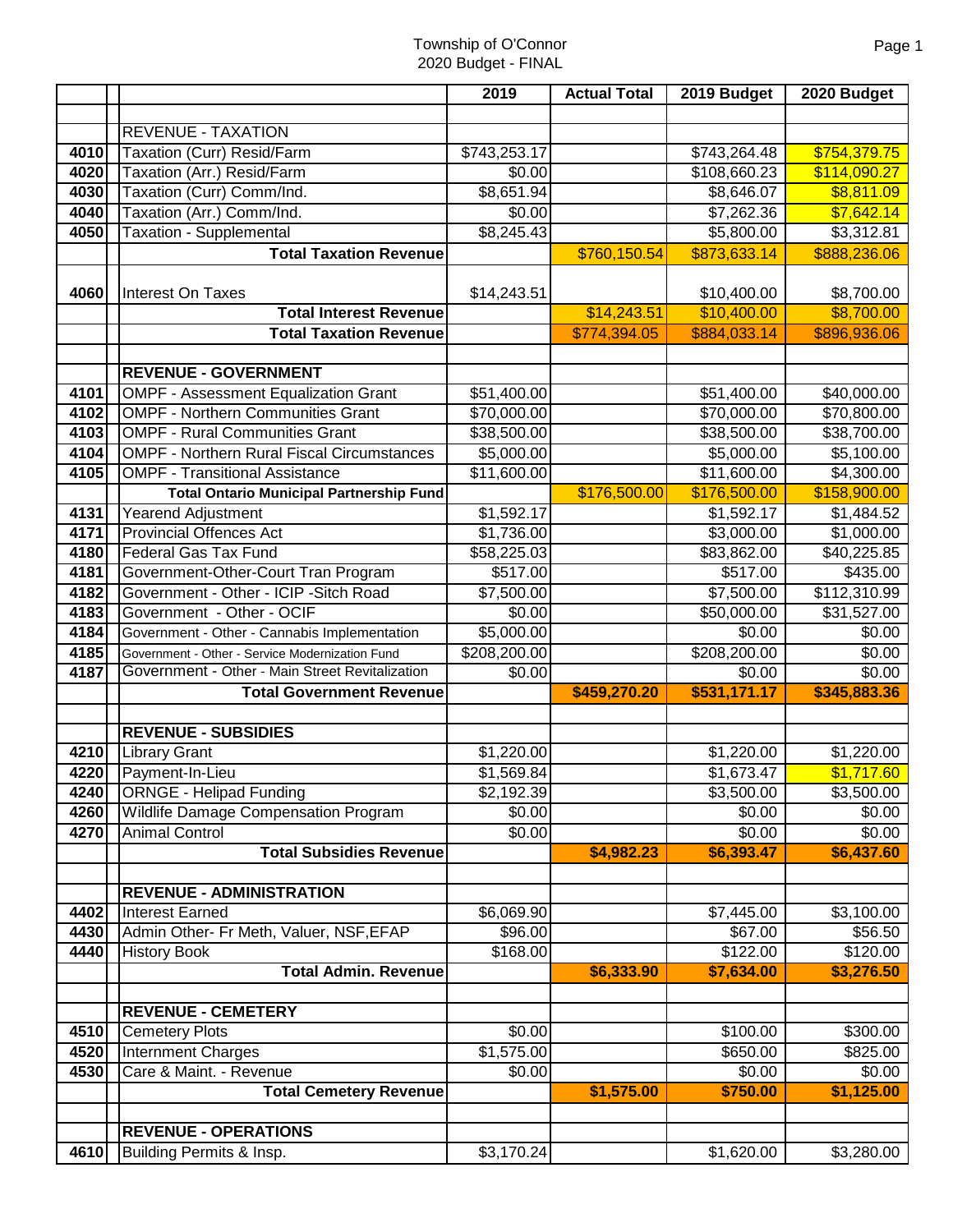Township of O'Connor
2020 Budget - FINAL

| | | | 2019 | Actual Total | 2019 Budget | 2020 Budget |
|---|---|---|---|---|---|---|
| | | | | | | |
| | | REVENUE - TAXATION | | | | |
| 4010 | | Taxation (Curr) Resid/Farm | $743,253.17 | | $743,264.48 | $754,379.75 |
| 4020 | | Taxation (Arr.) Resid/Farm | $0.00 | | $108,660.23 | $114,090.27 |
| 4030 | | Taxation (Curr) Comm/Ind. | $8,651.94 | | $8,646.07 | $8,811.09 |
| 4040 | | Taxation (Arr.) Comm/Ind. | $0.00 | | $7,262.36 | $7,642.14 |
| 4050 | | Taxation - Supplemental | $8,245.43 | | $5,800.00 | $3,312.81 |
| | | **Total Taxation Revenue** | | $760,150.54 | $873,633.14 | $888,236.06 |
| | | | | | | |
| 4060 | | Interest On Taxes | $14,243.51 | | $10,400.00 | $8,700.00 |
| | | **Total Interest Revenue** | | $14,243.51 | $10,400.00 | $8,700.00 |
| | | **Total Taxation Revenue** | | $774,394.05 | $884,033.14 | $896,936.06 |
| | | | | | | |
| | | **REVENUE - GOVERNMENT** | | | | |
| 4101 | | OMPF - Assessment Equalization Grant | $51,400.00 | | $51,400.00 | $40,000.00 |
| 4102 | | OMPF - Northern Communities Grant | $70,000.00 | | $70,000.00 | $70,800.00 |
| 4103 | | OMPF - Rural Communities Grant | $38,500.00 | | $38,500.00 | $38,700.00 |
| 4104 | | OMPF - Northern Rural Fiscal Circumstances | $5,000.00 | | $5,000.00 | $5,100.00 |
| 4105 | | OMPF - Transitional Assistance | $11,600.00 | | $11,600.00 | $4,300.00 |
| | | **Total Ontario Municipal Partnership Fund** | | $176,500.00 | $176,500.00 | $158,900.00 |
| 4131 | | Yearend Adjustment | $1,592.17 | | $1,592.17 | $1,484.52 |
| 4171 | | Provincial Offences Act | $1,736.00 | | $3,000.00 | $1,000.00 |
| 4180 | | Federal Gas Tax Fund | $58,225.03 | | $83,862.00 | $40,225.85 |
| 4181 | | Government-Other-Court Tran Program | $517.00 | | $517.00 | $435.00 |
| 4182 | | Government - Other - ICIP -Sitch Road | $7,500.00 | | $7,500.00 | $112,310.99 |
| 4183 | | Government - Other - OCIF | $0.00 | | $50,000.00 | $31,527.00 |
| 4184 | | Government - Other - Cannabis Implementation | $5,000.00 | | $0.00 | $0.00 |
| 4185 | | Government - Other - Service Modernization Fund | $208,200.00 | | $208,200.00 | $0.00 |
| 4187 | | Government - Other - Main Street Revitalization | $0.00 | | $0.00 | $0.00 |
| | | **Total Government Revenue** | | **$459,270.20** | **$531,171.17** | **$345,883.36** |
| | | | | | | |
| | | **REVENUE - SUBSIDIES** | | | | |
| 4210 | | Library Grant | $1,220.00 | | $1,220.00 | $1,220.00 |
| 4220 | | Payment-In-Lieu | $1,569.84 | | $1,673.47 | $1,717.60 |
| 4240 | | ORNGE - Helipad Funding | $2,192.39 | | $3,500.00 | $3,500.00 |
| 4260 | | Wildlife Damage Compensation Program | $0.00 | | $0.00 | $0.00 |
| 4270 | | Animal Control | $0.00 | | $0.00 | $0.00 |
| | | **Total Subsidies Revenue** | | **$4,982.23** | **$6,393.47** | **$6,437.60** |
| | | | | | | |
| | | **REVENUE - ADMINISTRATION** | | | | |
| 4402 | | Interest Earned | $6,069.90 | | $7,445.00 | $3,100.00 |
| 4430 | | Admin Other- Fr Meth, Valuer, NSF,EFAP | $96.00 | | $67.00 | $56.50 |
| 4440 | | History Book | $168.00 | | $122.00 | $120.00 |
| | | **Total Admin. Revenue** | | **$6,333.90** | **$7,634.00** | **$3,276.50** |
| | | | | | | |
| | | **REVENUE - CEMETERY** | | | | |
| 4510 | | Cemetery Plots | $0.00 | | $100.00 | $300.00 |
| 4520 | | Internment Charges | $1,575.00 | | $650.00 | $825.00 |
| 4530 | | Care & Maint. - Revenue | $0.00 | | $0.00 | $0.00 |
| | | **Total Cemetery Revenue** | | **$1,575.00** | **$750.00** | **$1,125.00** |
| | | | | | | |
| | | **REVENUE - OPERATIONS** | | | | |
| 4610 | | Building Permits & Insp. | $3,170.24 | | $1,620.00 | $3,280.00 |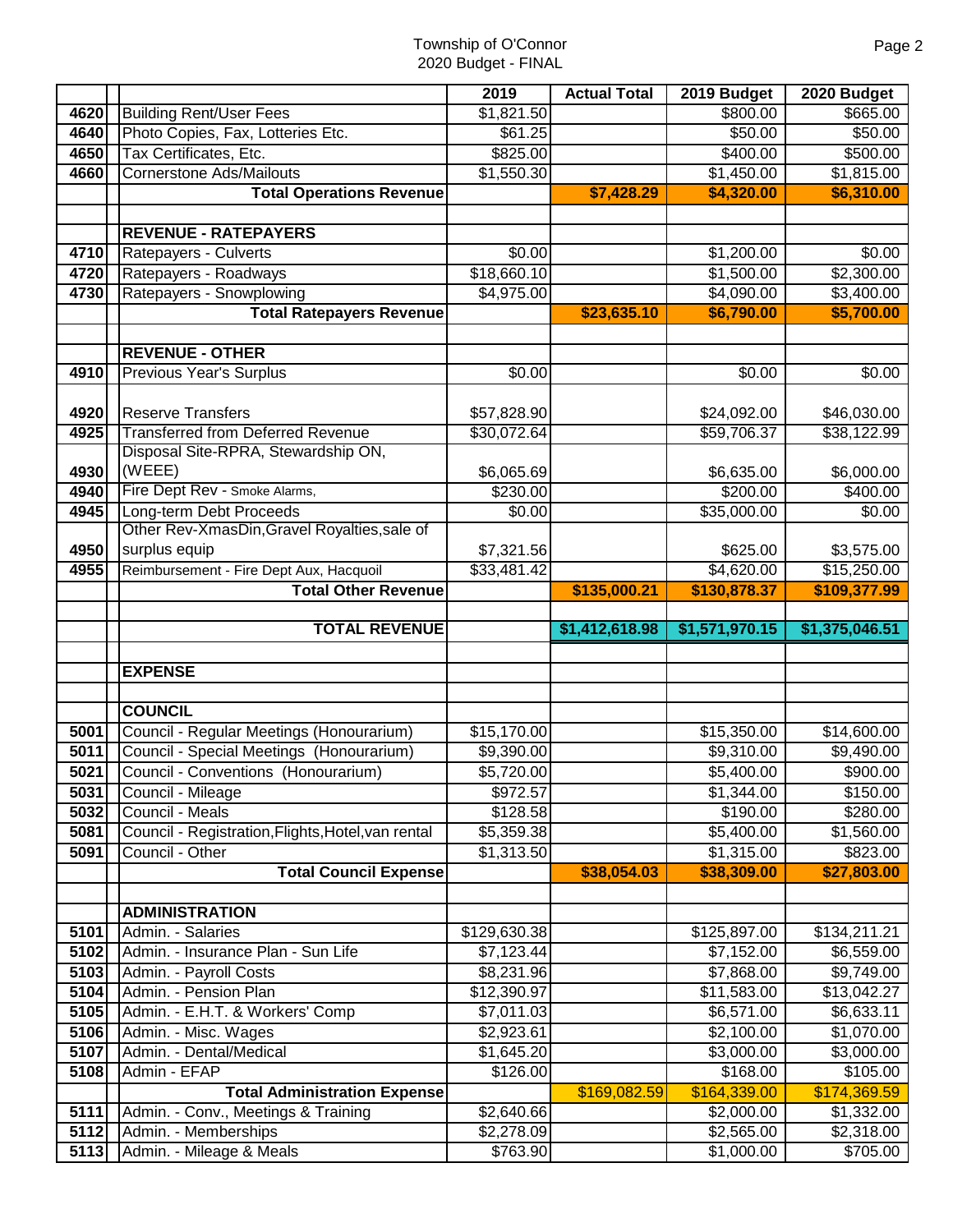Township of O'Connor
2020 Budget - FINAL

| | | 2019 | Actual Total | 2019 Budget | 2020 Budget |
|---|---|---|---|---|---|
| 4620 | Building Rent/User Fees | $1,821.50 | | $800.00 | $665.00 |
| 4640 | Photo Copies, Fax, Lotteries Etc. | $61.25 | | $50.00 | $50.00 |
| 4650 | Tax Certificates, Etc. | $825.00 | | $400.00 | $500.00 |
| 4660 | Cornerstone Ads/Mailouts | $1,550.30 | | $1,450.00 | $1,815.00 |
| | **Total Operations Revenue** | | **$7,428.29** | **$4,320.00** | **$6,310.00** |
| | | | | | |
| | **REVENUE - RATEPAYERS** | | | | |
| 4710 | Ratepayers - Culverts | $0.00 | | $1,200.00 | $0.00 |
| 4720 | Ratepayers - Roadways | $18,660.10 | | $1,500.00 | $2,300.00 |
| 4730 | Ratepayers - Snowplowing | $4,975.00 | | $4,090.00 | $3,400.00 |
| | **Total Ratepayers Revenue** | | **$23,635.10** | **$6,790.00** | **$5,700.00** |
| | | | | | |
| | **REVENUE - OTHER** | | | | |
| 4910 | Previous Year's Surplus | $0.00 | | $0.00 | $0.00 |
| 4920 | Reserve Transfers | $57,828.90 | | $24,092.00 | $46,030.00 |
| 4925 | Transferred from Deferred Revenue | $30,072.64 | | $59,706.37 | $38,122.99 |
| 4930 | Disposal Site-RPRA, Stewardship ON, (WEEE) | $6,065.69 | | $6,635.00 | $6,000.00 |
| 4940 | Fire Dept Rev - Smoke Alarms, | $230.00 | | $200.00 | $400.00 |
| 4945 | Long-term Debt Proceeds | $0.00 | | $35,000.00 | $0.00 |
| 4950 | Other Rev-XmasDin,Gravel Royalties,sale of surplus equip | $7,321.56 | | $625.00 | $3,575.00 |
| 4955 | Reimbursement - Fire Dept Aux, Hacquoil | $33,481.42 | | $4,620.00 | $15,250.00 |
| | **Total Other Revenue** | | **$135,000.21** | **$130,878.37** | **$109,377.99** |
| | | | | | |
| | **TOTAL REVENUE** | | **$1,412,618.98** | **$1,571,970.15** | **$1,375,046.51** |
| | | | | | |
| | **EXPENSE** | | | | |
| | | | | | |
| | **COUNCIL** | | | | |
| 5001 | Council - Regular Meetings (Honourarium) | $15,170.00 | | $15,350.00 | $14,600.00 |
| 5011 | Council - Special Meetings (Honourarium) | $9,390.00 | | $9,310.00 | $9,490.00 |
| 5021 | Council - Conventions (Honourarium) | $5,720.00 | | $5,400.00 | $900.00 |
| 5031 | Council - Mileage | $972.57 | | $1,344.00 | $150.00 |
| 5032 | Council - Meals | $128.58 | | $190.00 | $280.00 |
| 5081 | Council - Registration,Flights,Hotel,van rental | $5,359.38 | | $5,400.00 | $1,560.00 |
| 5091 | Council - Other | $1,313.50 | | $1,315.00 | $823.00 |
| | **Total Council Expense** | | **$38,054.03** | **$38,309.00** | **$27,803.00** |
| | | | | | |
| | **ADMINISTRATION** | | | | |
| 5101 | Admin. - Salaries | $129,630.38 | | $125,897.00 | $134,211.21 |
| 5102 | Admin. - Insurance Plan - Sun Life | $7,123.44 | | $7,152.00 | $6,559.00 |
| 5103 | Admin. - Payroll Costs | $8,231.96 | | $7,868.00 | $9,749.00 |
| 5104 | Admin. - Pension Plan | $12,390.97 | | $11,583.00 | $13,042.27 |
| 5105 | Admin. - E.H.T. & Workers' Comp | $7,011.03 | | $6,571.00 | $6,633.11 |
| 5106 | Admin. - Misc. Wages | $2,923.61 | | $2,100.00 | $1,070.00 |
| 5107 | Admin. - Dental/Medical | $1,645.20 | | $3,000.00 | $3,000.00 |
| 5108 | Admin - EFAP | $126.00 | | $168.00 | $105.00 |
| | **Total Administration Expense** | | $169,082.59 | $164,339.00 | $174,369.59 |
| 5111 | Admin. - Conv., Meetings & Training | $2,640.66 | | $2,000.00 | $1,332.00 |
| 5112 | Admin. - Memberships | $2,278.09 | | $2,565.00 | $2,318.00 |
| 5113 | Admin. - Mileage & Meals | $763.90 | | $1,000.00 | $705.00 |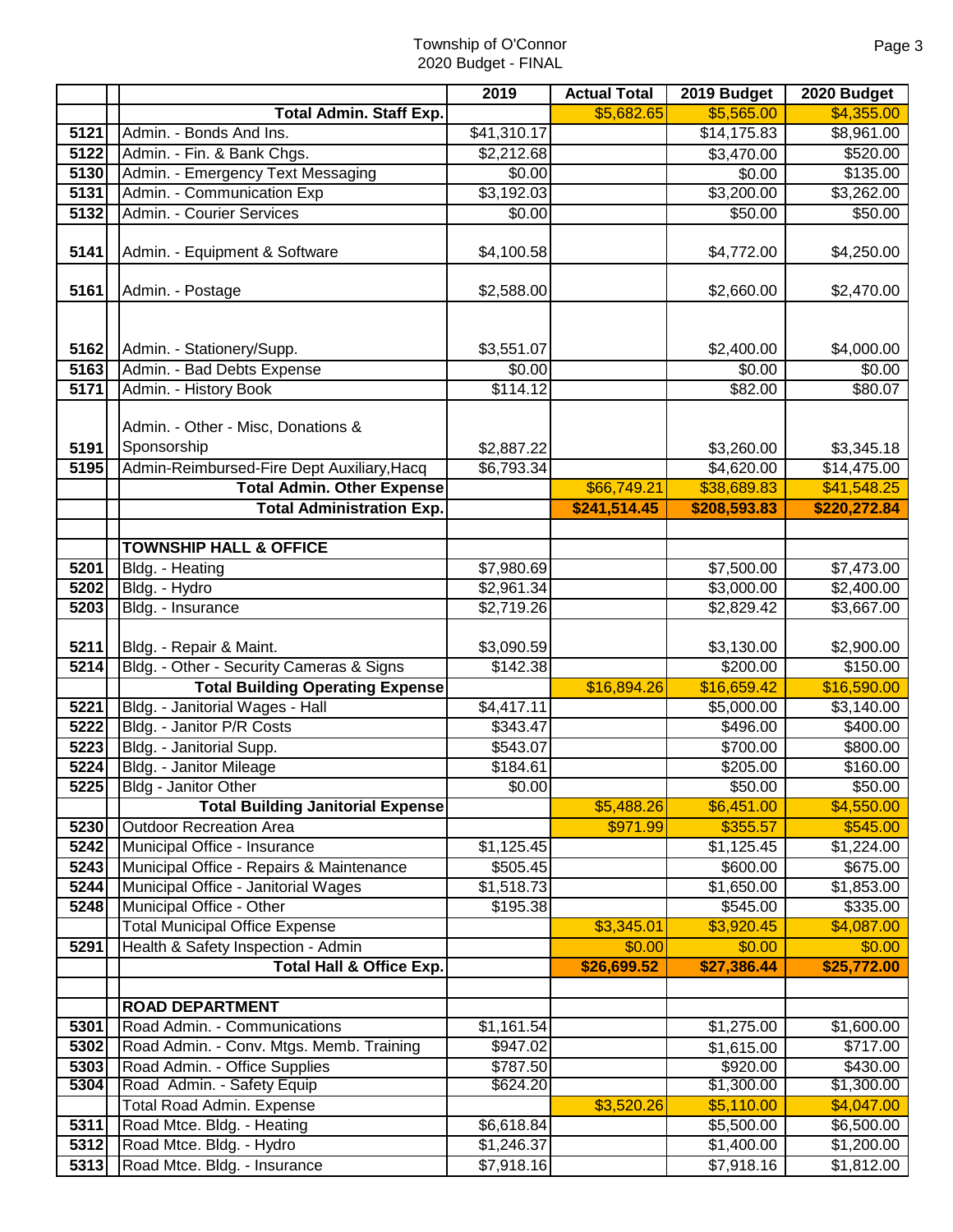Township of O'Connor
2020 Budget - FINAL

| | | 2019 | Actual Total | 2019 Budget | 2020 Budget |
|---|---|---|---|---|---|
| | **Total Admin. Staff Exp.** | | $5,682.65 | $5,565.00 | $4,355.00 |
| **5121** | Admin. - Bonds And Ins. | $41,310.17 | | $14,175.83 | $8,961.00 |
| **5122** | Admin. - Fin. & Bank Chgs. | $2,212.68 | | $3,470.00 | $520.00 |
| **5130** | Admin. - Emergency Text Messaging | $0.00 | | $0.00 | $135.00 |
| **5131** | Admin. - Communication Exp | $3,192.03 | | $3,200.00 | $3,262.00 |
| **5132** | Admin. - Courier Services | $0.00 | | $50.00 | $50.00 |
| **5141** | Admin. - Equipment & Software | $4,100.58 | | $4,772.00 | $4,250.00 |
| **5161** | Admin. - Postage | $2,588.00 | | $2,660.00 | $2,470.00 |
| **5162** | Admin. - Stationery/Supp. | $3,551.07 | | $2,400.00 | $4,000.00 |
| **5163** | Admin. - Bad Debts Expense | $0.00 | | $0.00 | $0.00 |
| **5171** | Admin. - History Book | $114.12 | | $82.00 | $80.07 |
| **5191** | Admin. - Other - Misc, Donations & Sponsorship | $2,887.22 | | $3,260.00 | $3,345.18 |
| **5195** | Admin-Reimbursed-Fire Dept Auxiliary,Hacq | $6,793.34 | | $4,620.00 | $14,475.00 |
| | **Total Admin. Other Expense** | | $66,749.21 | $38,689.83 | $41,548.25 |
| | **Total Administration Exp.** | | **$241,514.45** | **$208,593.83** | **$220,272.84** |
| | | | | | |
| | **TOWNSHIP HALL & OFFICE** | | | | |
| **5201** | Bldg. - Heating | $7,980.69 | | $7,500.00 | $7,473.00 |
| **5202** | Bldg. - Hydro | $2,961.34 | | $3,000.00 | $2,400.00 |
| **5203** | Bldg. - Insurance | $2,719.26 | | $2,829.42 | $3,667.00 |
| **5211** | Bldg. - Repair & Maint. | $3,090.59 | | $3,130.00 | $2,900.00 |
| **5214** | Bldg. - Other - Security Cameras & Signs | $142.38 | | $200.00 | $150.00 |
| | **Total Building Operating Expense** | | $16,894.26 | $16,659.42 | $16,590.00 |
| **5221** | Bldg. - Janitorial Wages - Hall | $4,417.11 | | $5,000.00 | $3,140.00 |
| **5222** | Bldg. - Janitor P/R Costs | $343.47 | | $496.00 | $400.00 |
| **5223** | Bldg. - Janitorial Supp. | $543.07 | | $700.00 | $800.00 |
| **5224** | Bldg. - Janitor Mileage | $184.61 | | $205.00 | $160.00 |
| **5225** | Bldg - Janitor Other | $0.00 | | $50.00 | $50.00 |
| | **Total Building Janitorial Expense** | | $5,488.26 | $6,451.00 | $4,550.00 |
| **5230** | Outdoor Recreation Area | | $971.99 | $355.57 | $545.00 |
| **5242** | Municipal Office - Insurance | $1,125.45 | | $1,125.45 | $1,224.00 |
| **5243** | Municipal Office - Repairs & Maintenance | $505.45 | | $600.00 | $675.00 |
| **5244** | Municipal Office - Janitorial Wages | $1,518.73 | | $1,650.00 | $1,853.00 |
| **5248** | Municipal Office - Other | $195.38 | | $545.00 | $335.00 |
| | Total Municipal Office Expense | | $3,345.01 | $3,920.45 | $4,087.00 |
| **5291** | Health & Safety Inspection - Admin | | $0.00 | $0.00 | $0.00 |
| | **Total Hall & Office Exp.** | | **$26,699.52** | **$27,386.44** | **$25,772.00** |
| | | | | | |
| | **ROAD DEPARTMENT** | | | | |
| **5301** | Road Admin. - Communications | $1,161.54 | | $1,275.00 | $1,600.00 |
| **5302** | Road Admin. - Conv. Mtgs. Memb. Training | $947.02 | | $1,615.00 | $717.00 |
| **5303** | Road Admin. - Office Supplies | $787.50 | | $920.00 | $430.00 |
| **5304** | Road Admin. - Safety Equip | $624.20 | | $1,300.00 | $1,300.00 |
| | Total Road Admin. Expense | | $3,520.26 | $5,110.00 | $4,047.00 |
| **5311** | Road Mtce. Bldg. - Heating | $6,618.84 | | $5,500.00 | $6,500.00 |
| **5312** | Road Mtce. Bldg. - Hydro | $1,246.37 | | $1,400.00 | $1,200.00 |
| **5313** | Road Mtce. Bldg. - Insurance | $7,918.16 | | $7,918.16 | $1,812.00 |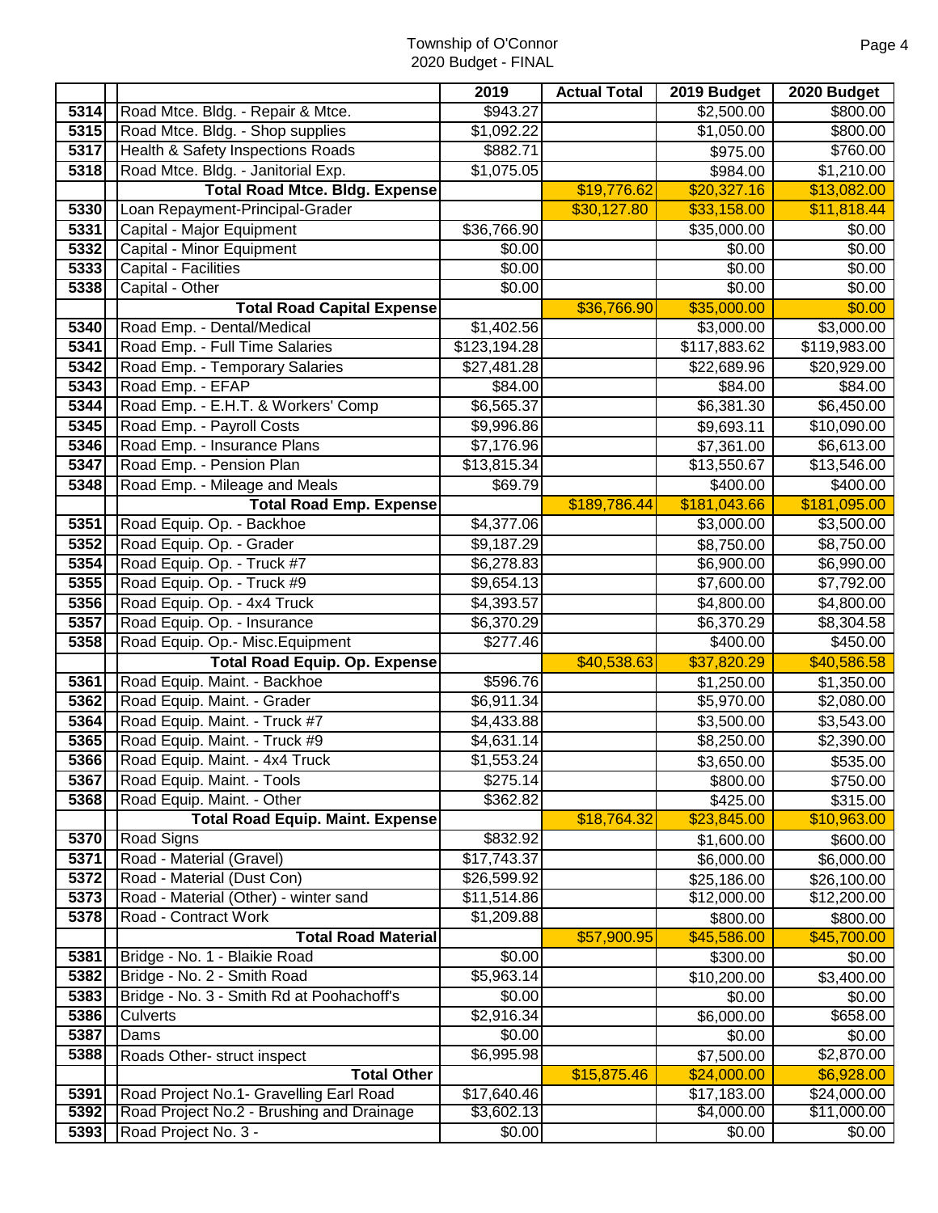# Township of O'Connor
## 2020 Budget - FINAL

| | | 2019 | Actual Total | 2019 Budget | 2020 Budget |
|---|---|---|---|---|---|
| 5314 | Road Mtce. Bldg. - Repair & Mtce. | $943.27 | | $2,500.00 | $800.00 |
| 5315 | Road Mtce. Bldg. - Shop supplies | $1,092.22 | | $1,050.00 | $800.00 |
| 5317 | Health & Safety Inspections Roads | $882.71 | | $975.00 | $760.00 |
| 5318 | Road Mtce. Bldg. - Janitorial Exp. | $1,075.05 | | $984.00 | $1,210.00 |
| | **Total Road Mtce. Bldg. Expense** | | $19,776.62 | $20,327.16 | $13,082.00 |
| 5330 | Loan Repayment-Principal-Grader | | $30,127.80 | $33,158.00 | $11,818.44 |
| 5331 | Capital - Major Equipment | $36,766.90 | | $35,000.00 | $0.00 |
| 5332 | Capital - Minor Equipment | $0.00 | | $0.00 | $0.00 |
| 5333 | Capital - Facilities | $0.00 | | $0.00 | $0.00 |
| 5338 | Capital - Other | $0.00 | | $0.00 | $0.00 |
| | **Total Road Capital Expense** | | $36,766.90 | $35,000.00 | $0.00 |
| 5340 | Road Emp. - Dental/Medical | $1,402.56 | | $3,000.00 | $3,000.00 |
| 5341 | Road Emp. - Full Time Salaries | $123,194.28 | | $117,883.62 | $119,983.00 |
| 5342 | Road Emp. - Temporary Salaries | $27,481.28 | | $22,689.96 | $20,929.00 |
| 5343 | Road Emp. - EFAP | $84.00 | | $84.00 | $84.00 |
| 5344 | Road Emp. - E.H.T. & Workers' Comp | $6,565.37 | | $6,381.30 | $6,450.00 |
| 5345 | Road Emp. - Payroll Costs | $9,996.86 | | $9,693.11 | $10,090.00 |
| 5346 | Road Emp. - Insurance Plans | $7,176.96 | | $7,361.00 | $6,613.00 |
| 5347 | Road Emp. - Pension Plan | $13,815.34 | | $13,550.67 | $13,546.00 |
| 5348 | Road Emp. - Mileage and Meals | $69.79 | | $400.00 | $400.00 |
| | **Total Road Emp. Expense** | | $189,786.44 | $181,043.66 | $181,095.00 |
| 5351 | Road Equip. Op. - Backhoe | $4,377.06 | | $3,000.00 | $3,500.00 |
| 5352 | Road Equip. Op. - Grader | $9,187.29 | | $8,750.00 | $8,750.00 |
| 5354 | Road Equip. Op. - Truck #7 | $6,278.83 | | $6,900.00 | $6,990.00 |
| 5355 | Road Equip. Op. - Truck #9 | $9,654.13 | | $7,600.00 | $7,792.00 |
| 5356 | Road Equip. Op. - 4x4 Truck | $4,393.57 | | $4,800.00 | $4,800.00 |
| 5357 | Road Equip. Op. - Insurance | $6,370.29 | | $6,370.29 | $8,304.58 |
| 5358 | Road Equip. Op.- Misc.Equipment | $277.46 | | $400.00 | $450.00 |
| | **Total Road Equip. Op. Expense** | | $40,538.63 | $37,820.29 | $40,586.58 |
| 5361 | Road Equip. Maint. - Backhoe | $596.76 | | $1,250.00 | $1,350.00 |
| 5362 | Road Equip. Maint. - Grader | $6,911.34 | | $5,970.00 | $2,080.00 |
| 5364 | Road Equip. Maint. - Truck #7 | $4,433.88 | | $3,500.00 | $3,543.00 |
| 5365 | Road Equip. Maint. - Truck #9 | $4,631.14 | | $8,250.00 | $2,390.00 |
| 5366 | Road Equip. Maint. - 4x4 Truck | $1,553.24 | | $3,650.00 | $535.00 |
| 5367 | Road Equip. Maint. - Tools | $275.14 | | $800.00 | $750.00 |
| 5368 | Road Equip. Maint. - Other | $362.82 | | $425.00 | $315.00 |
| | **Total Road Equip. Maint. Expense** | | $18,764.32 | $23,845.00 | $10,963.00 |
| 5370 | Road Signs | $832.92 | | $1,600.00 | $600.00 |
| 5371 | Road - Material (Gravel) | $17,743.37 | | $6,000.00 | $6,000.00 |
| 5372 | Road - Material (Dust Con) | $26,599.92 | | $25,186.00 | $26,100.00 |
| 5373 | Road - Material (Other) - winter sand | $11,514.86 | | $12,000.00 | $12,200.00 |
| 5378 | Road - Contract Work | $1,209.88 | | $800.00 | $800.00 |
| | **Total Road Material** | | $57,900.95 | $45,586.00 | $45,700.00 |
| 5381 | Bridge - No. 1 - Blaikie Road | $0.00 | | $300.00 | $0.00 |
| 5382 | Bridge - No. 2 - Smith Road | $5,963.14 | | $10,200.00 | $3,400.00 |
| 5383 | Bridge - No. 3 - Smith Rd at Poohachoff's | $0.00 | | $0.00 | $0.00 |
| 5386 | Culverts | $2,916.34 | | $6,000.00 | $658.00 |
| 5387 | Dams | $0.00 | | $0.00 | $0.00 |
| 5388 | Roads Other- struct inspect | $6,995.98 | | $7,500.00 | $2,870.00 |
| | **Total Other** | | $15,875.46 | $24,000.00 | $6,928.00 |
| 5391 | Road Project No.1- Gravelling Earl Road | $17,640.46 | | $17,183.00 | $24,000.00 |
| 5392 | Road Project No.2 - Brushing and Drainage | $3,602.13 | | $4,000.00 | $11,000.00 |
| 5393 | Road Project No. 3 - | $0.00 | | $0.00 | $0.00 |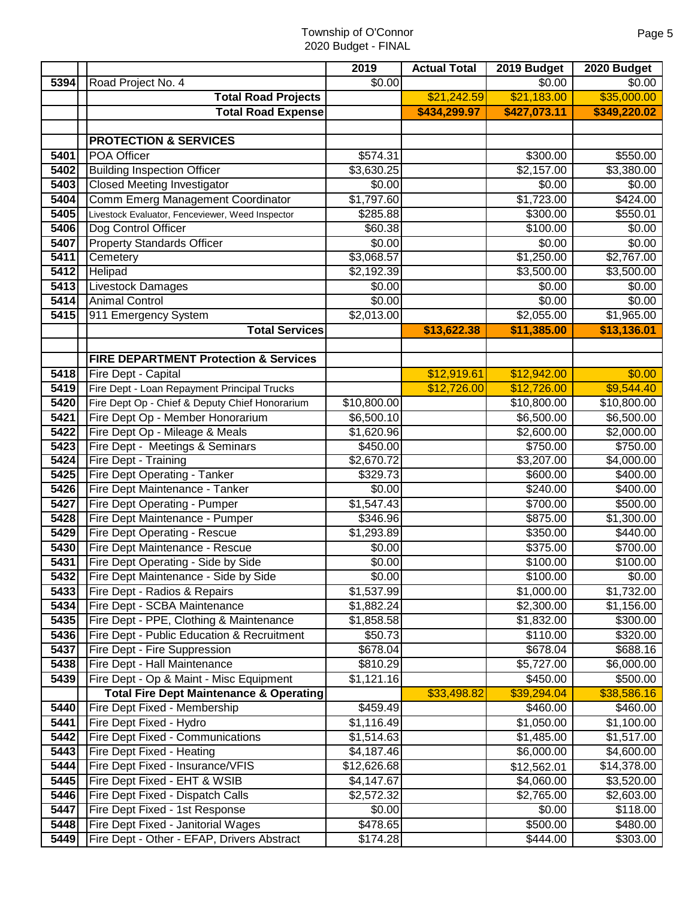Township of O'Connor
2020 Budget - FINAL

| | | 2019 | Actual Total | 2019 Budget | 2020 Budget |
|---|---|---|---|---|---|
| 5394 | Road Project No. 4 | $0.00 | | $0.00 | $0.00 |
| | **Total Road Projects** | | $21,242.59 | $21,183.00 | $35,000.00 |
| | **Total Road Expense** | | **$434,299.97** | **$427,073.11** | **$349,220.02** |
| | | | | | |
| | **PROTECTION & SERVICES** | | | | |
| 5401 | POA Officer | $574.31 | | $300.00 | $550.00 |
| 5402 | Building Inspection Officer | $3,630.25 | | $2,157.00 | $3,380.00 |
| 5403 | Closed Meeting Investigator | $0.00 | | $0.00 | $0.00 |
| 5404 | Comm Emerg Management Coordinator | $1,797.60 | | $1,723.00 | $424.00 |
| 5405 | Livestock Evaluator, Fenceviewer, Weed Inspector | $285.88 | | $300.00 | $550.01 |
| 5406 | Dog Control Officer | $60.38 | | $100.00 | $0.00 |
| 5407 | Property Standards Officer | $0.00 | | $0.00 | $0.00 |
| 5411 | Cemetery | $3,068.57 | | $1,250.00 | $2,767.00 |
| 5412 | Helipad | $2,192.39 | | $3,500.00 | $3,500.00 |
| 5413 | Livestock Damages | $0.00 | | $0.00 | $0.00 |
| 5414 | Animal Control | $0.00 | | $0.00 | $0.00 |
| 5415 | 911 Emergency System | $2,013.00 | | $2,055.00 | $1,965.00 |
| | **Total Services** | | **$13,622.38** | **$11,385.00** | **$13,136.01** |
| | | | | | |
| | **FIRE DEPARTMENT Protection & Services** | | | | |
| 5418 | Fire Dept - Capital | | $12,919.61 | $12,942.00 | $0.00 |
| 5419 | Fire Dept - Loan Repayment Principal Trucks | | $12,726.00 | $12,726.00 | $9,544.40 |
| 5420 | Fire Dept Op - Chief & Deputy Chief Honorarium | $10,800.00 | | $10,800.00 | $10,800.00 |
| 5421 | Fire Dept Op - Member Honorarium | $6,500.10 | | $6,500.00 | $6,500.00 |
| 5422 | Fire Dept Op - Mileage & Meals | $1,620.96 | | $2,600.00 | $2,000.00 |
| 5423 | Fire Dept - Meetings & Seminars | $450.00 | | $750.00 | $750.00 |
| 5424 | Fire Dept - Training | $2,670.72 | | $3,207.00 | $4,000.00 |
| 5425 | Fire Dept Operating - Tanker | $329.73 | | $600.00 | $400.00 |
| 5426 | Fire Dept Maintenance - Tanker | $0.00 | | $240.00 | $400.00 |
| 5427 | Fire Dept Operating - Pumper | $1,547.43 | | $700.00 | $500.00 |
| 5428 | Fire Dept Maintenance - Pumper | $346.96 | | $875.00 | $1,300.00 |
| 5429 | Fire Dept Operating - Rescue | $1,293.89 | | $350.00 | $440.00 |
| 5430 | Fire Dept Maintenance - Rescue | $0.00 | | $375.00 | $700.00 |
| 5431 | Fire Dept Operating - Side by Side | $0.00 | | $100.00 | $100.00 |
| 5432 | Fire Dept Maintenance - Side by Side | $0.00 | | $100.00 | $0.00 |
| 5433 | Fire Dept - Radios & Repairs | $1,537.99 | | $1,000.00 | $1,732.00 |
| 5434 | Fire Dept - SCBA Maintenance | $1,882.24 | | $2,300.00 | $1,156.00 |
| 5435 | Fire Dept - PPE, Clothing & Maintenance | $1,858.58 | | $1,832.00 | $300.00 |
| 5436 | Fire Dept - Public Education & Recruitment | $50.73 | | $110.00 | $320.00 |
| 5437 | Fire Dept - Fire Suppression | $678.04 | | $678.04 | $688.16 |
| 5438 | Fire Dept - Hall Maintenance | $810.29 | | $5,727.00 | $6,000.00 |
| 5439 | Fire Dept - Op & Maint - Misc Equipment | $1,121.16 | | $450.00 | $500.00 |
| | **Total Fire Dept Maintenance & Operating** | | $33,498.82 | $39,294.04 | $38,586.16 |
| 5440 | Fire Dept Fixed - Membership | $459.49 | | $460.00 | $460.00 |
| 5441 | Fire Dept Fixed - Hydro | $1,116.49 | | $1,050.00 | $1,100.00 |
| 5442 | Fire Dept Fixed - Communications | $1,514.63 | | $1,485.00 | $1,517.00 |
| 5443 | Fire Dept Fixed - Heating | $4,187.46 | | $6,000.00 | $4,600.00 |
| 5444 | Fire Dept Fixed - Insurance/VFIS | $12,626.68 | | $12,562.01 | $14,378.00 |
| 5445 | Fire Dept Fixed - EHT & WSIB | $4,147.67 | | $4,060.00 | $3,520.00 |
| 5446 | Fire Dept Fixed - Dispatch Calls | $2,572.32 | | $2,765.00 | $2,603.00 |
| 5447 | Fire Dept Fixed - 1st Response | $0.00 | | $0.00 | $118.00 |
| 5448 | Fire Dept Fixed - Janitorial Wages | $478.65 | | $500.00 | $480.00 |
| 5449 | Fire Dept - Other - EFAP, Drivers Abstract | $174.28 | | $444.00 | $303.00 |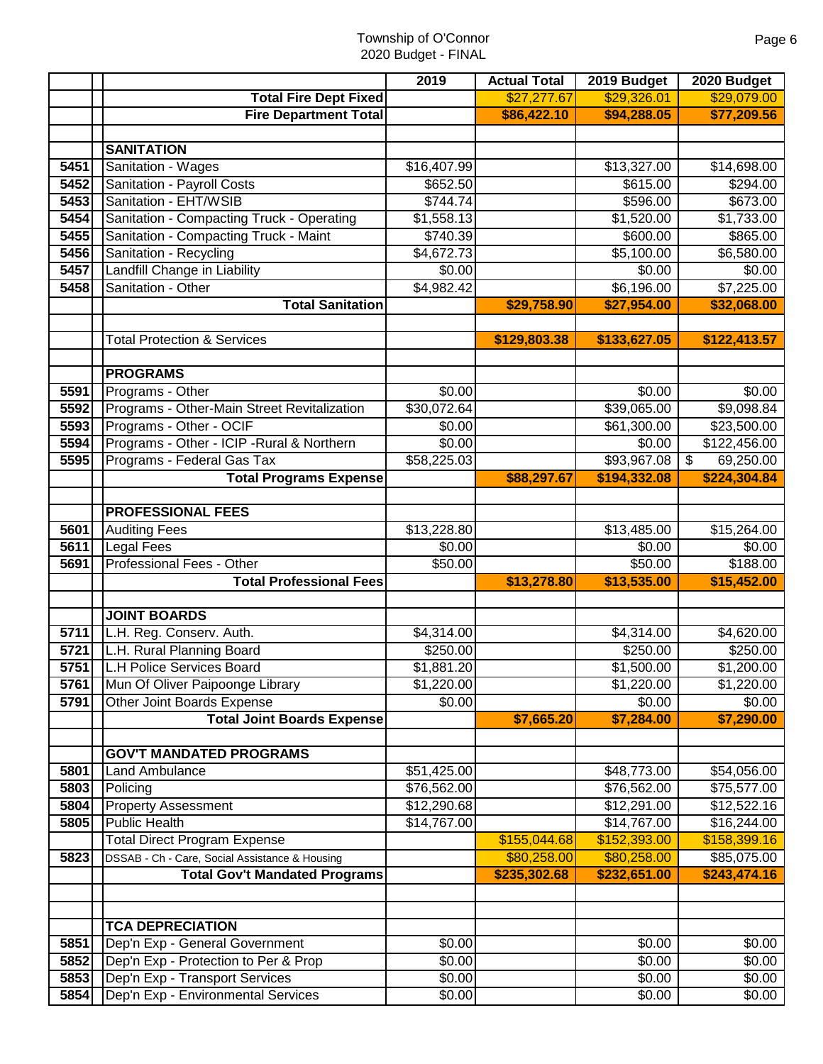Township of O'Connor
2020 Budget - FINAL

| | | 2019 | Actual Total | 2019 Budget | 2020 Budget |
|---|---|---|---|---|---|
| | **Total Fire Dept Fixed** | | $27,277.67 | $29,326.01 | $29,079.00 |
| | **Fire Department Total** | | **$86,422.10** | **$94,288.05** | **$77,209.56** |
| | | | | | |
| | **SANITATION** | | | | |
| 5451 | Sanitation - Wages | $16,407.99 | | $13,327.00 | $14,698.00 |
| 5452 | Sanitation - Payroll Costs | $652.50 | | $615.00 | $294.00 |
| 5453 | Sanitation - EHT/WSIB | $744.74 | | $596.00 | $673.00 |
| 5454 | Sanitation - Compacting Truck - Operating | $1,558.13 | | $1,520.00 | $1,733.00 |
| 5455 | Sanitation - Compacting Truck - Maint | $740.39 | | $600.00 | $865.00 |
| 5456 | Sanitation - Recycling | $4,672.73 | | $5,100.00 | $6,580.00 |
| 5457 | Landfill Change in Liability | $0.00 | | $0.00 | $0.00 |
| 5458 | Sanitation - Other | $4,982.42 | | $6,196.00 | $7,225.00 |
| | **Total Sanitation** | | **$29,758.90** | **$27,954.00** | **$32,068.00** |
| | | | | | |
| | Total Protection & Services | | **$129,803.38** | **$133,627.05** | **$122,413.57** |
| | | | | | |
| | **PROGRAMS** | | | | |
| 5591 | Programs - Other | $0.00 | | $0.00 | $0.00 |
| 5592 | Programs - Other-Main Street Revitalization | $30,072.64 | | $39,065.00 | $9,098.84 |
| 5593 | Programs - Other - OCIF | $0.00 | | $61,300.00 | $23,500.00 |
| 5594 | Programs - Other - ICIP -Rural & Northern | $0.00 | | $0.00 | $122,456.00 |
| 5595 | Programs - Federal Gas Tax | $58,225.03 | | $93,967.08 | $ 69,250.00 |
| | **Total Programs Expense** | | **$88,297.67** | **$194,332.08** | **$224,304.84** |
| | | | | | |
| | **PROFESSIONAL FEES** | | | | |
| 5601 | Auditing Fees | $13,228.80 | | $13,485.00 | $15,264.00 |
| 5611 | Legal Fees | $0.00 | | $0.00 | $0.00 |
| 5691 | Professional Fees - Other | $50.00 | | $50.00 | $188.00 |
| | **Total Professional Fees** | | **$13,278.80** | **$13,535.00** | **$15,452.00** |
| | | | | | |
| | **JOINT BOARDS** | | | | |
| 5711 | L.H. Reg. Conserv. Auth. | $4,314.00 | | $4,314.00 | $4,620.00 |
| 5721 | L.H. Rural Planning Board | $250.00 | | $250.00 | $250.00 |
| 5751 | L.H Police Services Board | $1,881.20 | | $1,500.00 | $1,200.00 |
| 5761 | Mun Of Oliver Paipoonge Library | $1,220.00 | | $1,220.00 | $1,220.00 |
| 5791 | Other Joint Boards Expense | $0.00 | | $0.00 | $0.00 |
| | **Total Joint Boards Expense** | | **$7,665.20** | **$7,284.00** | **$7,290.00** |
| | | | | | |
| | **GOV'T MANDATED PROGRAMS** | | | | |
| 5801 | Land Ambulance | $51,425.00 | | $48,773.00 | $54,056.00 |
| 5803 | Policing | $76,562.00 | | $76,562.00 | $75,577.00 |
| 5804 | Property Assessment | $12,290.68 | | $12,291.00 | $12,522.16 |
| 5805 | Public Health | $14,767.00 | | $14,767.00 | $16,244.00 |
| | Total Direct Program Expense | | $155,044.68 | $152,393.00 | $158,399.16 |
| 5823 | DSSAB - Ch - Care, Social Assistance & Housing | | $80,258.00 | $80,258.00 | $85,075.00 |
| | **Total Gov't Mandated Programs** | | **$235,302.68** | **$232,651.00** | **$243,474.16** |
| | | | | | |
| | | | | | |
| | **TCA DEPRECIATION** | | | | |
| 5851 | Dep'n Exp - General Government | $0.00 | | $0.00 | $0.00 |
| 5852 | Dep'n Exp - Protection to Per & Prop | $0.00 | | $0.00 | $0.00 |
| 5853 | Dep'n Exp - Transport Services | $0.00 | | $0.00 | $0.00 |
| 5854 | Dep'n Exp - Environmental Services | $0.00 | | $0.00 | $0.00 |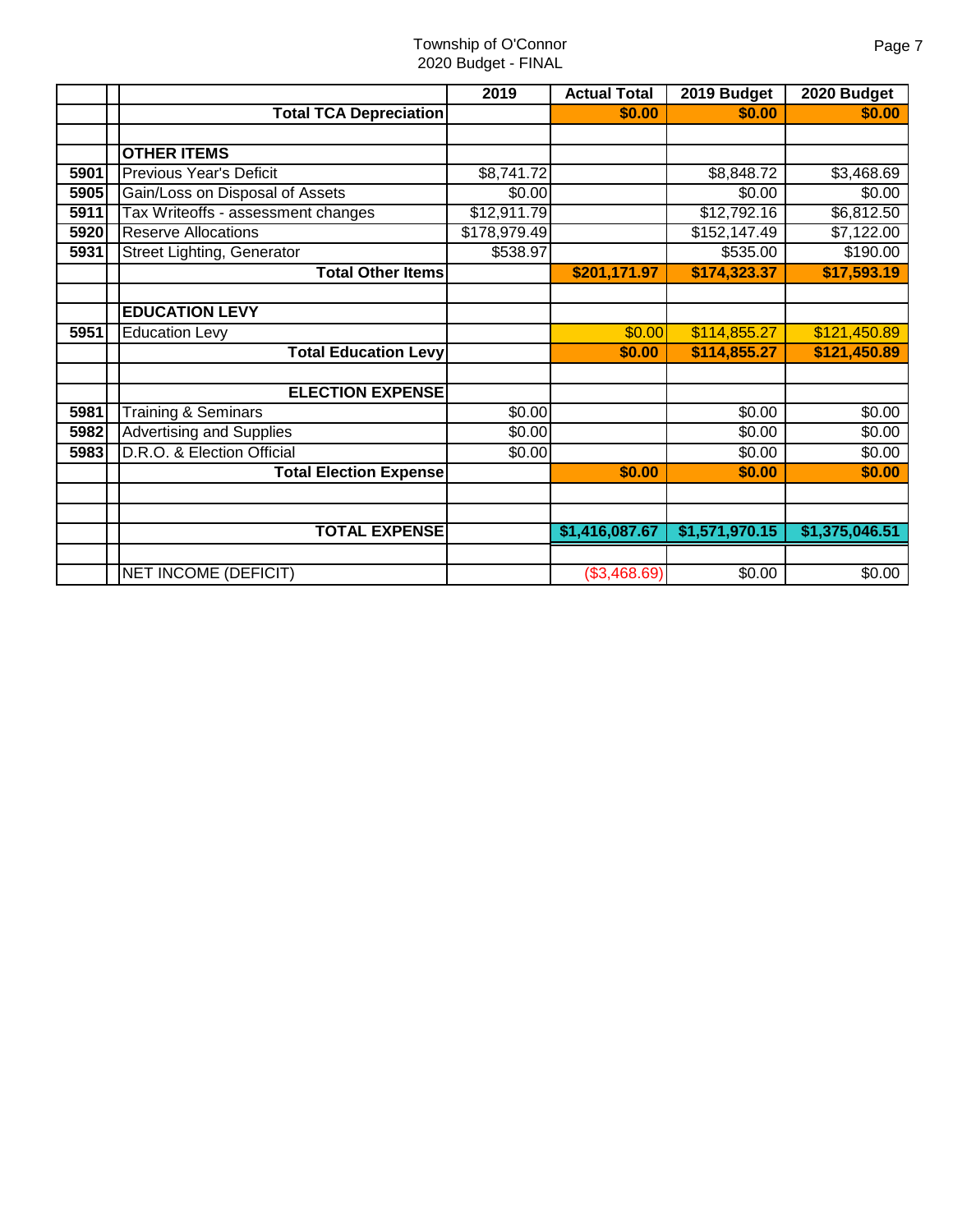Township of O'Connor
2020 Budget - FINAL

| | | | 2019 | Actual Total | 2019 Budget | 2020 Budget |
|---|---|---|---|---|---|---|
| | | **Total TCA Depreciation** | | **$0.00** | **$0.00** | **$0.00** |
| | | | | | | |
| | | **OTHER ITEMS** | | | | |
| **5901** | | Previous Year's Deficit | $8,741.72 | | $8,848.72 | $3,468.69 |
| **5905** | | Gain/Loss on Disposal of Assets | $0.00 | | $0.00 | $0.00 |
| **5911** | | Tax Writeoffs - assessment changes | $12,911.79 | | $12,792.16 | $6,812.50 |
| **5920** | | Reserve Allocations | $178,979.49 | | $152,147.49 | $7,122.00 |
| **5931** | | Street Lighting, Generator | $538.97 | | $535.00 | $190.00 |
| | | **Total Other Items** | | **$201,171.97** | **$174,323.37** | **$17,593.19** |
| | | | | | | |
| | | **EDUCATION LEVY** | | | | |
| **5951** | | Education Levy | | $0.00 | $114,855.27 | $121,450.89 |
| | | **Total Education Levy** | | **$0.00** | **$114,855.27** | **$121,450.89** |
| | | | | | | |
| | | **ELECTION EXPENSE** | | | | |
| **5981** | | Training & Seminars | $0.00 | | $0.00 | $0.00 |
| **5982** | | Advertising and Supplies | $0.00 | | $0.00 | $0.00 |
| **5983** | | D.R.O. & Election Official | $0.00 | | $0.00 | $0.00 |
| | | **Total Election Expense** | | **$0.00** | **$0.00** | **$0.00** |
| | | | | | | |
| | | | | | | |
| | | **TOTAL EXPENSE** | | **$1,416,087.67** | **$1,571,970.15** | **$1,375,046.51** |
| | | | | | | |
| | | NET INCOME (DEFICIT) | | ($3,468.69) | $0.00 | $0.00 |